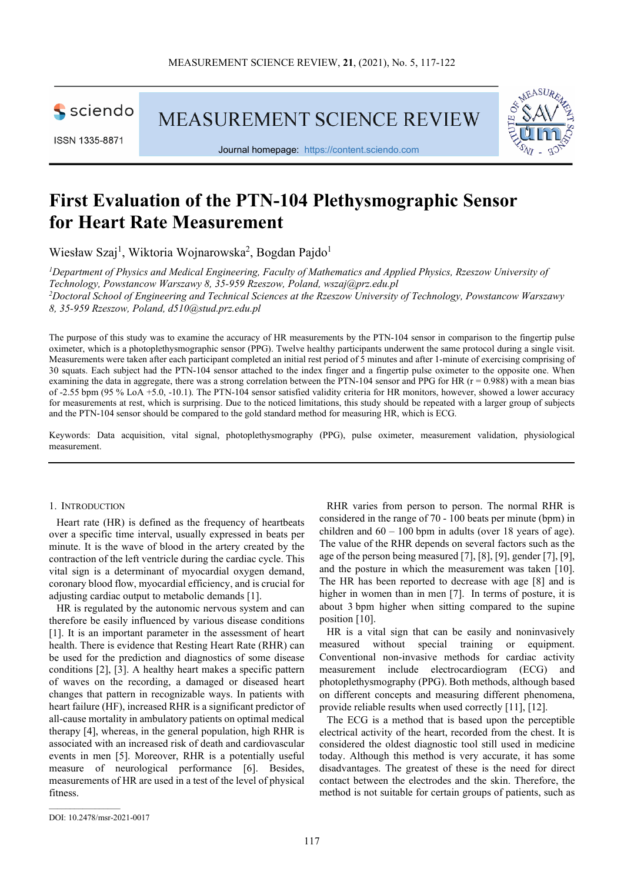# First Evaluation of the PTN-104 Plethysmographic Sensor for Heart Rate Measurement

Wiesław Szaj[1], Wiktoria Wojnarowska[2], Bogdan Pajdo[1]

*[1]Department of Physics and Medical Engineering, Faculty of Mathematics and Applied Physics, Rzeszow University of Technology, Powstancow Warszawy 8, 35-959 Rzeszow, Poland, wszaj@prz.edu.pl*
*[2]Doctoral School of Engineering and Technical Sciences at the Rzeszow University of Technology, Powstancow Warszawy 8, 35-959 Rzeszow, Poland, d510@stud.prz.edu.pl*

The purpose of this study was to examine the accuracy of HR measurements by the PTN-104 sensor in comparison to the fingertip pulse oximeter, which is a photoplethysmographic sensor (PPG). Twelve healthy participants underwent the same protocol during a single visit. Measurements were taken after each participant completed an initial rest period of 5 minutes and after 1-minute of exercising comprising of 30 squats. Each subject had the PTN-104 sensor attached to the index finger and a fingertip pulse oximeter to the opposite one. When examining the data in aggregate, there was a strong correlation between the PTN-104 sensor and PPG for HR ($r = 0.988$) with a mean bias of -2.55 bpm (95 % LoA +5.0, -10.1). The PTN-104 sensor satisfied validity criteria for HR monitors, however, showed a lower accuracy for measurements at rest, which is surprising. Due to the noticed limitations, this study should be repeated with a larger group of subjects and the PTN-104 sensor should be compared to the gold standard method for measuring HR, which is ECG.

Keywords: Data acquisition, vital signal, photoplethysmography (PPG), pulse oximeter, measurement validation, physiological measurement.

## 1. Introduction

Heart rate (HR) is defined as the frequency of heartbeats over a specific time interval, usually expressed in beats per minute. It is the wave of blood in the artery created by the contraction of the left ventricle during the cardiac cycle. This vital sign is a determinant of myocardial oxygen demand, coronary blood flow, myocardial efficiency, and is crucial for adjusting cardiac output to metabolic demands [1].

HR is regulated by the autonomic nervous system and can therefore be easily influenced by various disease conditions [1]. It is an important parameter in the assessment of heart health. There is evidence that Resting Heart Rate (RHR) can be used for the prediction and diagnostics of some disease conditions [2], [3]. A healthy heart makes a specific pattern of waves on the recording, a damaged or diseased heart changes that pattern in recognizable ways. In patients with heart failure (HF), increased RHR is a significant predictor of all-cause mortality in ambulatory patients on optimal medical therapy [4], whereas, in the general population, high RHR is associated with an increased risk of death and cardiovascular events in men [5]. Moreover, RHR is a potentially useful measure of neurological performance [6]. Besides, measurements of HR are used in a test of the level of physical fitness.

RHR varies from person to person. The normal RHR is considered in the range of 70 - 100 beats per minute (bpm) in children and 60 – 100 bpm in adults (over 18 years of age). The value of the RHR depends on several factors such as the age of the person being measured [7], [8], [9], gender [7], [9], and the posture in which the measurement was taken [10]. The HR has been reported to decrease with age [8] and is higher in women than in men [7]. In terms of posture, it is about 3 bpm higher when sitting compared to the supine position [10].

HR is a vital sign that can be easily and noninvasively measured without special training or equipment. Conventional non-invasive methods for cardiac activity measurement include electrocardiogram (ECG) and photoplethysmography (PPG). Both methods, although based on different concepts and measuring different phenomena, provide reliable results when used correctly [11], [12].

The ECG is a method that is based upon the perceptible electrical activity of the heart, recorded from the chest. It is considered the oldest diagnostic tool still used in medicine today. Although this method is very accurate, it has some disadvantages. The greatest of these is the need for direct contact between the electrodes and the skin. Therefore, the method is not suitable for certain groups of patients, such as

DOI: 10.2478/msr-2021-0017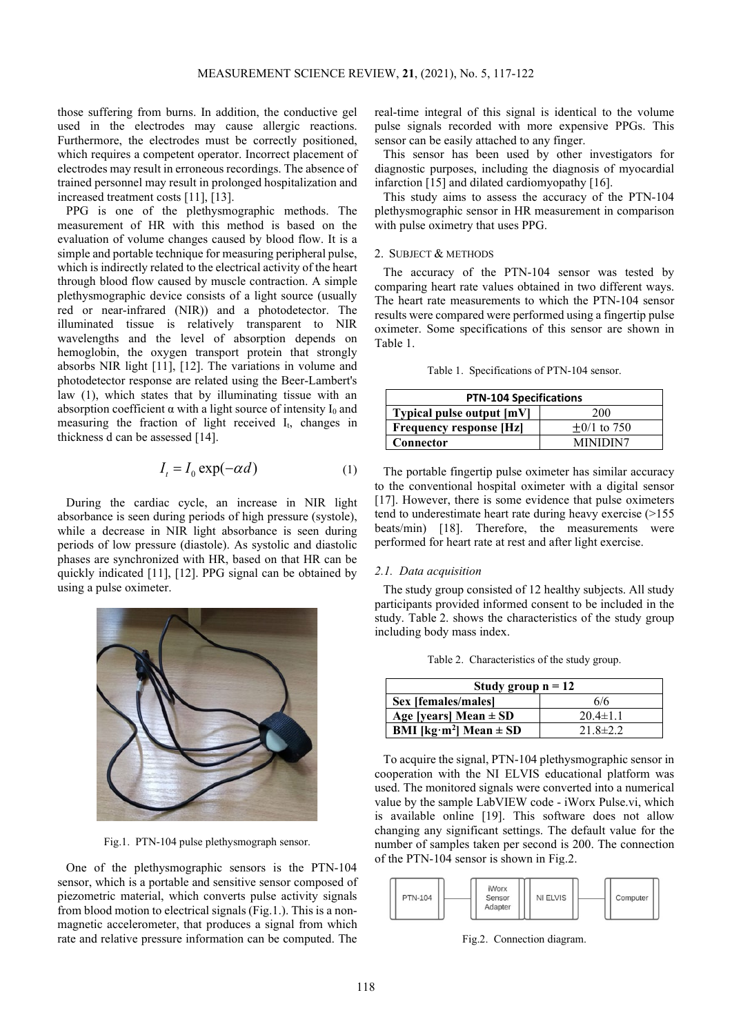those suffering from burns. In addition, the conductive gel used in the electrodes may cause allergic reactions. Furthermore, the electrodes must be correctly positioned, which requires a competent operator. Incorrect placement of electrodes may result in erroneous recordings. The absence of trained personnel may result in prolonged hospitalization and increased treatment costs [11], [13].

PPG is one of the plethysmographic methods. The measurement of HR with this method is based on the evaluation of volume changes caused by blood flow. It is a simple and portable technique for measuring peripheral pulse, which is indirectly related to the electrical activity of the heart through blood flow caused by muscle contraction. A simple plethysmographic device consists of a light source (usually red or near-infrared (NIR)) and a photodetector. The illuminated tissue is relatively transparent to NIR wavelengths and the level of absorption depends on hemoglobin, the oxygen transport protein that strongly absorbs NIR light [11], [12]. The variations in volume and photodetector response are related using the Beer-Lambert's law (1), which states that by illuminating tissue with an absorption coefficient $\alpha$ with a light source of intensity $I_0$ and measuring the fraction of light received $I_t$, changes in thickness d can be assessed [14].

$$I_t = I_0 \exp(-\alpha d) \tag{1}$$

During the cardiac cycle, an increase in NIR light absorbance is seen during periods of high pressure (systole), while a decrease in NIR light absorbance is seen during periods of low pressure (diastole). As systolic and diastolic phases are synchronized with HR, based on that HR can be quickly indicated [11], [12]. PPG signal can be obtained by using a pulse oximeter.

Fig.1. PTN-104 pulse plethysmograph sensor.

One of the plethysmographic sensors is the PTN-104 sensor, which is a portable and sensitive sensor composed of piezometric material, which converts pulse activity signals from blood motion to electrical signals (Fig.1.). This is a non-magnetic accelerometer, that produces a signal from which rate and relative pressure information can be computed. The real-time integral of this signal is identical to the volume pulse signals recorded with more expensive PPGs. This sensor can be easily attached to any finger.

This sensor has been used by other investigators for diagnostic purposes, including the diagnosis of myocardial infarction [15] and dilated cardiomyopathy [16].

This study aims to assess the accuracy of the PTN-104 plethysmographic sensor in HR measurement in comparison with pulse oximetry that uses PPG.

## 2. Subject & methods

The accuracy of the PTN-104 sensor was tested by comparing heart rate values obtained in two different ways. The heart rate measurements to which the PTN-104 sensor results were compared were performed using a fingertip pulse oximeter. Some specifications of this sensor are shown in Table 1.

Table 1. Specifications of PTN-104 sensor.

| PTN-104 Specifications | |
|---|---|
| **Typical pulse output [mV]** | 200 |
| **Frequency response [Hz]** | ±0/1 to 750 |
| **Connector** | MINIDIN7 |

The portable fingertip pulse oximeter has similar accuracy to the conventional hospital oximeter with a digital sensor [17]. However, there is some evidence that pulse oximeters tend to underestimate heart rate during heavy exercise (>155 beats/min) [18]. Therefore, the measurements were performed for heart rate at rest and after light exercise.

### *2.1. Data acquisition*

The study group consisted of 12 healthy subjects. All study participants provided informed consent to be included in the study. Table 2. shows the characteristics of the study group including body mass index.

Table 2. Characteristics of the study group.

| Study group n = 12 | |
|---|---|
| **Sex [females/males]** | 6/6 |
| **Age [years] Mean ± SD** | 20.4±1.1 |
| **BMI [kg·m$^2$] Mean ± SD** | 21.8±2.2 |

To acquire the signal, PTN-104 plethysmographic sensor in cooperation with the NI ELVIS educational platform was used. The monitored signals were converted into a numerical value by the sample LabVIEW code - iWorx Pulse.vi, which is available online [19]. This software does not allow changing any significant settings. The default value for the number of samples taken per second is 200. The connection of the PTN-104 sensor is shown in Fig.2.

PTN-104 — iWorx Sensor Adapter — NI ELVIS — Computer

Fig.2. Connection diagram.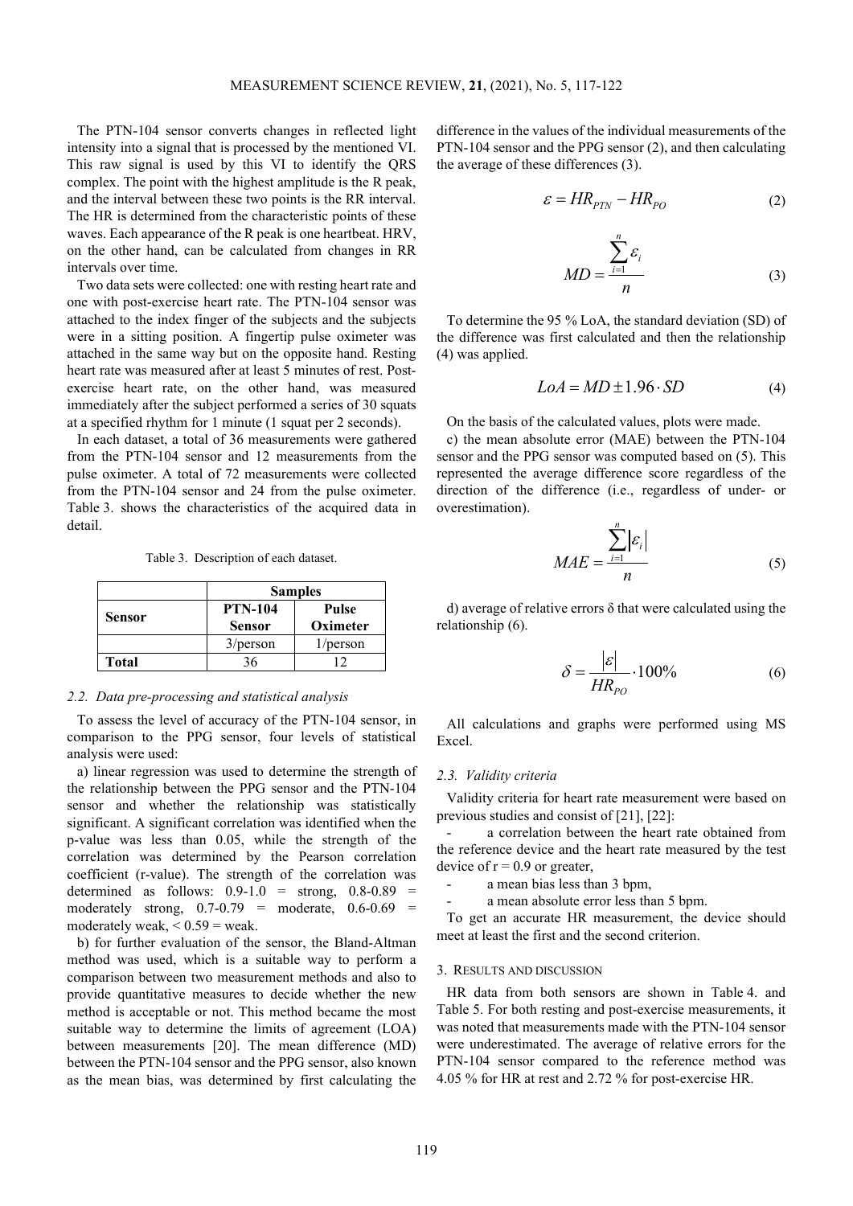The PTN-104 sensor converts changes in reflected light intensity into a signal that is processed by the mentioned VI. This raw signal is used by this VI to identify the QRS complex. The point with the highest amplitude is the R peak, and the interval between these two points is the RR interval. The HR is determined from the characteristic points of these waves. Each appearance of the R peak is one heartbeat. HRV, on the other hand, can be calculated from changes in RR intervals over time.

Two data sets were collected: one with resting heart rate and one with post-exercise heart rate. The PTN-104 sensor was attached to the index finger of the subjects and the subjects were in a sitting position. A fingertip pulse oximeter was attached in the same way but on the opposite hand. Resting heart rate was measured after at least 5 minutes of rest. Post-exercise heart rate, on the other hand, was measured immediately after the subject performed a series of 30 squats at a specified rhythm for 1 minute (1 squat per 2 seconds).

In each dataset, a total of 36 measurements were gathered from the PTN-104 sensor and 12 measurements from the pulse oximeter. A total of 72 measurements were collected from the PTN-104 sensor and 24 from the pulse oximeter. Table 3. shows the characteristics of the acquired data in detail.

Table 3. Description of each dataset.

| Sensor | Samples | |
|---|---|---|
| | PTN-104 Sensor | Pulse Oximeter |
| | 3/person | 1/person |
| **Total** | 36 | 12 |

### 2.2. Data pre-processing and statistical analysis

To assess the level of accuracy of the PTN-104 sensor, in comparison to the PPG sensor, four levels of statistical analysis were used:

a) linear regression was used to determine the strength of the relationship between the PPG sensor and the PTN-104 sensor and whether the relationship was statistically significant. A significant correlation was identified when the p-value was less than 0.05, while the strength of the correlation was determined by the Pearson correlation coefficient (r-value). The strength of the correlation was determined as follows: 0.9-1.0 = strong, 0.8-0.89 = moderately strong, 0.7-0.79 = moderate, 0.6-0.69 = moderately weak, < 0.59 = weak.

b) for further evaluation of the sensor, the Bland-Altman method was used, which is a suitable way to perform a comparison between two measurement methods and also to provide quantitative measures to decide whether the new method is acceptable or not. This method became the most suitable way to determine the limits of agreement (LOA) between measurements [20]. The mean difference (MD) between the PTN-104 sensor and the PPG sensor, also known as the mean bias, was determined by first calculating the difference in the values of the individual measurements of the PTN-104 sensor and the PPG sensor (2), and then calculating the average of these differences (3).

$$\varepsilon = HR_{PTN} - HR_{PO} \tag{2}$$

$$MD = \frac{\sum_{i=1}^{n} \varepsilon_i}{n} \tag{3}$$

To determine the 95 % LoA, the standard deviation (SD) of the difference was first calculated and then the relationship (4) was applied.

$$LoA = MD \pm 1.96 \cdot SD \tag{4}$$

On the basis of the calculated values, plots were made.

c) the mean absolute error (MAE) between the PTN-104 sensor and the PPG sensor was computed based on (5). This represented the average difference score regardless of the direction of the difference (i.e., regardless of under- or overestimation).

$$MAE = \frac{\sum_{i=1}^{n} |\varepsilon_i|}{n} \tag{5}$$

d) average of relative errors δ that were calculated using the relationship (6).

$$\delta = \frac{|\varepsilon|}{HR_{PO}} \cdot 100\% \tag{6}$$

All calculations and graphs were performed using MS Excel.

### 2.3. Validity criteria

Validity criteria for heart rate measurement were based on previous studies and consist of [21], [22]:

- a correlation between the heart rate obtained from the reference device and the heart rate measured by the test device of r = 0.9 or greater,
- a mean bias less than 3 bpm,
- a mean absolute error less than 5 bpm.

To get an accurate HR measurement, the device should meet at least the first and the second criterion.

## 3. Results and discussion

HR data from both sensors are shown in Table 4. and Table 5. For both resting and post-exercise measurements, it was noted that measurements made with the PTN-104 sensor were underestimated. The average of relative errors for the PTN-104 sensor compared to the reference method was 4.05 % for HR at rest and 2.72 % for post-exercise HR.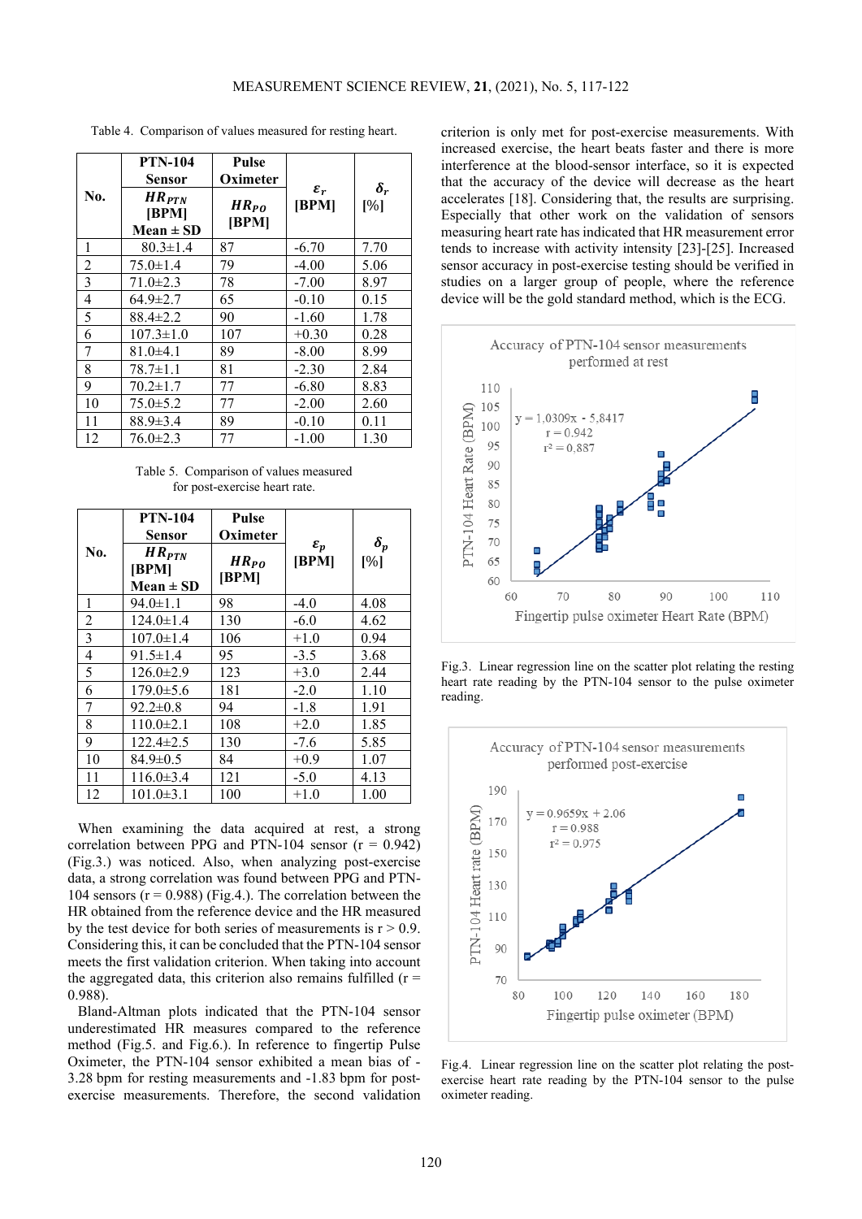Table 4. Comparison of values measured for resting heart.

| No. | PTN-104 Sensor $HR_{PTN}$ [BPM] Mean ± SD | Pulse Oximeter $HR_{PO}$ [BPM] | $\varepsilon_r$ [BPM] | $\delta_r$ [%] |
|---|---|---|---|---|
| 1 | 80.3±1.4 | 87 | -6.70 | 7.70 |
| 2 | 75.0±1.4 | 79 | -4.00 | 5.06 |
| 3 | 71.0±2.3 | 78 | -7.00 | 8.97 |
| 4 | 64.9±2.7 | 65 | -0.10 | 0.15 |
| 5 | 88.4±2.2 | 90 | -1.60 | 1.78 |
| 6 | 107.3±1.0 | 107 | +0.30 | 0.28 |
| 7 | 81.0±4.1 | 89 | -8.00 | 8.99 |
| 8 | 78.7±1.1 | 81 | -2.30 | 2.84 |
| 9 | 70.2±1.7 | 77 | -6.80 | 8.83 |
| 10 | 75.0±5.2 | 77 | -2.00 | 2.60 |
| 11 | 88.9±3.4 | 89 | -0.10 | 0.11 |
| 12 | 76.0±2.3 | 77 | -1.00 | 1.30 |

Table 5. Comparison of values measured for post-exercise heart rate.

| No. | PTN-104 Sensor $HR_{PTN}$ [BPM] Mean ± SD | Pulse Oximeter $HR_{PO}$ [BPM] | $\varepsilon_p$ [BPM] | $\delta_p$ [%] |
|---|---|---|---|---|
| 1 | 94.0±1.1 | 98 | -4.0 | 4.08 |
| 2 | 124.0±1.4 | 130 | -6.0 | 4.62 |
| 3 | 107.0±1.4 | 106 | +1.0 | 0.94 |
| 4 | 91.5±1.4 | 95 | -3.5 | 3.68 |
| 5 | 126.0±2.9 | 123 | +3.0 | 2.44 |
| 6 | 179.0±5.6 | 181 | -2.0 | 1.10 |
| 7 | 92.2±0.8 | 94 | -1.8 | 1.91 |
| 8 | 110.0±2.1 | 108 | +2.0 | 1.85 |
| 9 | 122.4±2.5 | 130 | -7.6 | 5.85 |
| 10 | 84.9±0.5 | 84 | +0.9 | 1.07 |
| 11 | 116.0±3.4 | 121 | -5.0 | 4.13 |
| 12 | 101.0±3.1 | 100 | +1.0 | 1.00 |

When examining the data acquired at rest, a strong correlation between PPG and PTN-104 sensor ($r = 0.942$) (Fig.3.) was noticed. Also, when analyzing post-exercise data, a strong correlation was found between PPG and PTN-104 sensors ($r = 0.988$) (Fig.4.). The correlation between the HR obtained from the reference device and the HR measured by the test device for both series of measurements is $r > 0.9$. Considering this, it can be concluded that the PTN-104 sensor meets the first validation criterion. When taking into account the aggregated data, this criterion also remains fulfilled ($r = 0.988$).

Bland-Altman plots indicated that the PTN-104 sensor underestimated HR measures compared to the reference method (Fig.5. and Fig.6.). In reference to fingertip Pulse Oximeter, the PTN-104 sensor exhibited a mean bias of -3.28 bpm for resting measurements and -1.83 bpm for post-exercise measurements. Therefore, the second validation criterion is only met for post-exercise measurements. With increased exercise, the heart beats faster and there is more interference at the blood-sensor interface, so it is expected that the accuracy of the device will decrease as the heart accelerates [18]. Considering that, the results are surprising. Especially that other work on the validation of sensors measuring heart rate has indicated that HR measurement error tends to increase with activity intensity [23]-[25]. Increased sensor accuracy in post-exercise testing should be verified in studies on a larger group of people, where the reference device will be the gold standard method, which is the ECG.

Fig.3. Linear regression line on the scatter plot relating the resting heart rate reading by the PTN-104 sensor to the pulse oximeter reading.

Fig.4. Linear regression line on the scatter plot relating the post-exercise heart rate reading by the PTN-104 sensor to the pulse oximeter reading.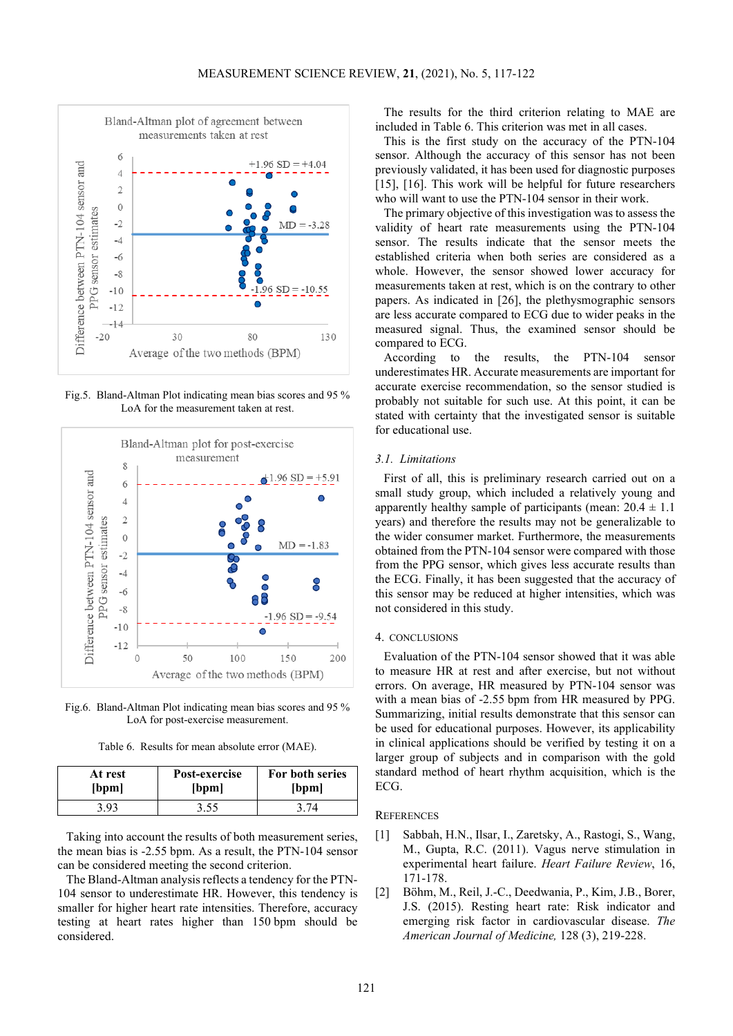Fig.5. Bland-Altman Plot indicating mean bias scores and 95 % LoA for the measurement taken at rest.

Fig.6. Bland-Altman Plot indicating mean bias scores and 95 % LoA for post-exercise measurement.

Table 6. Results for mean absolute error (MAE).

| At rest [bpm] | Post-exercise [bpm] | For both series [bpm] |
|---|---|---|
| 3.93 | 3.55 | 3.74 |

Taking into account the results of both measurement series, the mean bias is -2.55 bpm. As a result, the PTN-104 sensor can be considered meeting the second criterion.

The Bland-Altman analysis reflects a tendency for the PTN-104 sensor to underestimate HR. However, this tendency is smaller for higher heart rate intensities. Therefore, accuracy testing at heart rates higher than 150 bpm should be considered.

The results for the third criterion relating to MAE are included in Table 6. This criterion was met in all cases.

This is the first study on the accuracy of the PTN-104 sensor. Although the accuracy of this sensor has not been previously validated, it has been used for diagnostic purposes [15], [16]. This work will be helpful for future researchers who will want to use the PTN-104 sensor in their work.

The primary objective of this investigation was to assess the validity of heart rate measurements using the PTN-104 sensor. The results indicate that the sensor meets the established criteria when both series are considered as a whole. However, the sensor showed lower accuracy for measurements taken at rest, which is on the contrary to other papers. As indicated in [26], the plethysmographic sensors are less accurate compared to ECG due to wider peaks in the measured signal. Thus, the examined sensor should be compared to ECG.

According to the results, the PTN-104 sensor underestimates HR. Accurate measurements are important for accurate exercise recommendation, so the sensor studied is probably not suitable for such use. At this point, it can be stated with certainty that the investigated sensor is suitable for educational use.

### 3.1. *Limitations*

First of all, this is preliminary research carried out on a small study group, which included a relatively young and apparently healthy sample of participants (mean: 20.4 ± 1.1 years) and therefore the results may not be generalizable to the wider consumer market. Furthermore, the measurements obtained from the PTN-104 sensor were compared with those from the PPG sensor, which gives less accurate results than the ECG. Finally, it has been suggested that the accuracy of this sensor may be reduced at higher intensities, which was not considered in this study.

## 4. CONCLUSIONS

Evaluation of the PTN-104 sensor showed that it was able to measure HR at rest and after exercise, but not without errors. On average, HR measured by PTN-104 sensor was with a mean bias of -2.55 bpm from HR measured by PPG. Summarizing, initial results demonstrate that this sensor can be used for educational purposes. However, its applicability in clinical applications should be verified by testing it on a larger group of subjects and in comparison with the gold standard method of heart rhythm acquisition, which is the ECG.

## REFERENCES

[1] Sabbah, H.N., Ilsar, I., Zaretsky, A., Rastogi, S., Wang, M., Gupta, R.C. (2011). Vagus nerve stimulation in experimental heart failure. *Heart Failure Review*, 16, 171-178.

[2] Böhm, M., Reil, J.-C., Deedwania, P., Kim, J.B., Borer, J.S. (2015). Resting heart rate: Risk indicator and emerging risk factor in cardiovascular disease. *The American Journal of Medicine,* 128 (3), 219-228.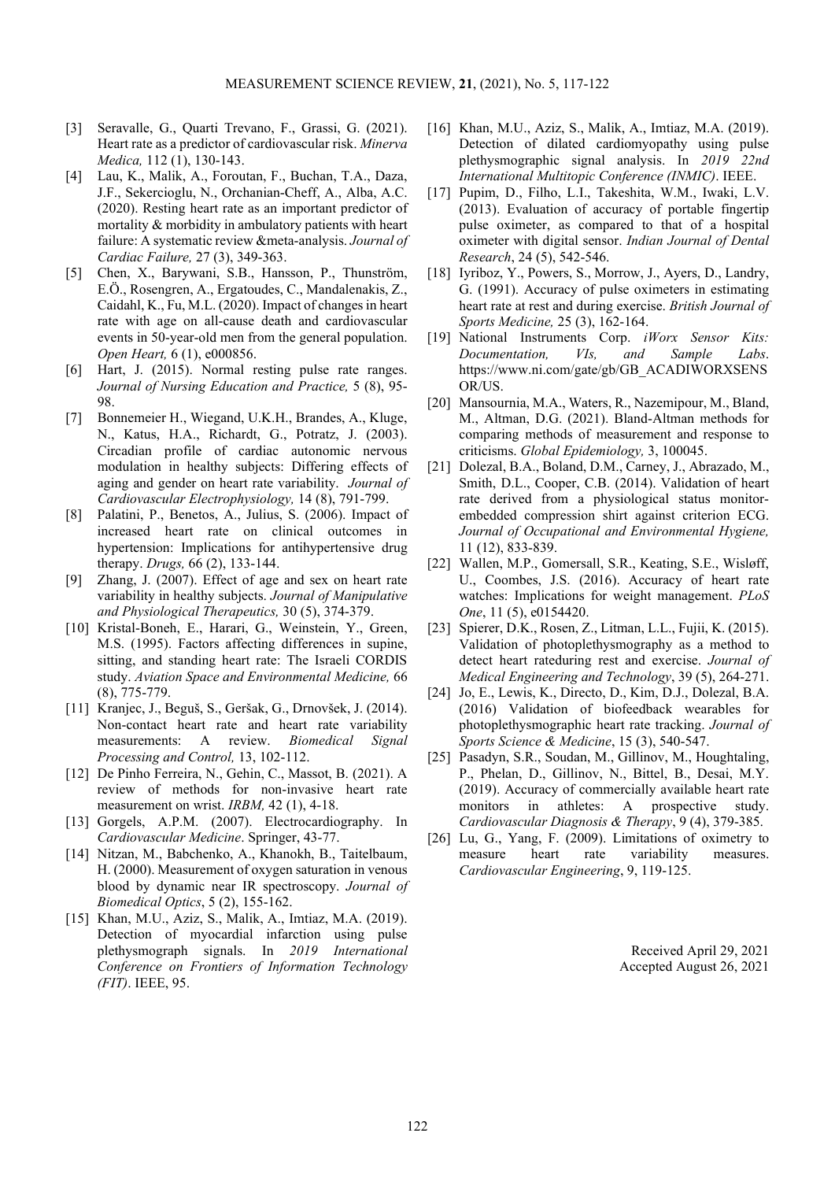[3] Seravalle, G., Quarti Trevano, F., Grassi, G. (2021). Heart rate as a predictor of cardiovascular risk. *Minerva Medica,* 112 (1), 130-143.

[4] Lau, K., Malik, A., Foroutan, F., Buchan, T.A., Daza, J.F., Sekercioglu, N., Orchanian-Cheff, A., Alba, A.C. (2020). Resting heart rate as an important predictor of mortality & morbidity in ambulatory patients with heart failure: A systematic review &meta-analysis. *Journal of Cardiac Failure,* 27 (3), 349-363.

[5] Chen, X., Barywani, S.B., Hansson, P., Thunström, E.Ö., Rosengren, A., Ergatoudes, C., Mandalenakis, Z., Caidahl, K., Fu, M.L. (2020). Impact of changes in heart rate with age on all-cause death and cardiovascular events in 50-year-old men from the general population. *Open Heart,* 6 (1), e000856.

[6] Hart, J. (2015). Normal resting pulse rate ranges. *Journal of Nursing Education and Practice,* 5 (8), 95-98.

[7] Bonnemeier H., Wiegand, U.K.H., Brandes, A., Kluge, N., Katus, H.A., Richardt, G., Potratz, J. (2003). Circadian profile of cardiac autonomic nervous modulation in healthy subjects: Differing effects of aging and gender on heart rate variability. *Journal of Cardiovascular Electrophysiology,* 14 (8), 791-799.

[8] Palatini, P., Benetos, A., Julius, S. (2006). Impact of increased heart rate on clinical outcomes in hypertension: Implications for antihypertensive drug therapy. *Drugs,* 66 (2), 133-144.

[9] Zhang, J. (2007). Effect of age and sex on heart rate variability in healthy subjects. *Journal of Manipulative and Physiological Therapeutics,* 30 (5), 374-379.

[10] Kristal-Boneh, E., Harari, G., Weinstein, Y., Green, M.S. (1995). Factors affecting differences in supine, sitting, and standing heart rate: The Israeli CORDIS study. *Aviation Space and Environmental Medicine,* 66 (8), 775-779.

[11] Kranjec, J., Beguš, S., Geršak, G., Drnovšek, J. (2014). Non-contact heart rate and heart rate variability measurements: A review. *Biomedical Signal Processing and Control,* 13, 102-112.

[12] De Pinho Ferreira, N., Gehin, C., Massot, B. (2021). A review of methods for non-invasive heart rate measurement on wrist. *IRBM,* 42 (1), 4-18.

[13] Gorgels, A.P.M. (2007). Electrocardiography. In *Cardiovascular Medicine*. Springer, 43-77.

[14] Nitzan, M., Babchenko, A., Khanokh, B., Taitelbaum, H. (2000). Measurement of oxygen saturation in venous blood by dynamic near IR spectroscopy. *Journal of Biomedical Optics*, 5 (2), 155-162.

[15] Khan, M.U., Aziz, S., Malik, A., Imtiaz, M.A. (2019). Detection of myocardial infarction using pulse plethysmograph signals. In *2019 International Conference on Frontiers of Information Technology (FIT)*. IEEE, 95.

[16] Khan, M.U., Aziz, S., Malik, A., Imtiaz, M.A. (2019). Detection of dilated cardiomyopathy using pulse plethysmographic signal analysis. In *2019 22nd International Multitopic Conference (INMIC)*. IEEE.

[17] Pupim, D., Filho, L.I., Takeshita, W.M., Iwaki, L.V. (2013). Evaluation of accuracy of portable fingertip pulse oximeter, as compared to that of a hospital oximeter with digital sensor. *Indian Journal of Dental Research*, 24 (5), 542-546.

[18] Iyriboz, Y., Powers, S., Morrow, J., Ayers, D., Landry, G. (1991). Accuracy of pulse oximeters in estimating heart rate at rest and during exercise. *British Journal of Sports Medicine,* 25 (3), 162-164.

[19] National Instruments Corp. *iWorx Sensor Kits: Documentation, VIs, and Sample Labs*. https://www.ni.com/gate/gb/GB_ACADIWORXSENSOR/US.

[20] Mansournia, M.A., Waters, R., Nazemipour, M., Bland, M., Altman, D.G. (2021). Bland-Altman methods for comparing methods of measurement and response to criticisms. *Global Epidemiology,* 3, 100045.

[21] Dolezal, B.A., Boland, D.M., Carney, J., Abrazado, M., Smith, D.L., Cooper, C.B. (2014). Validation of heart rate derived from a physiological status monitor-embedded compression shirt against criterion ECG. *Journal of Occupational and Environmental Hygiene,* 11 (12), 833-839.

[22] Wallen, M.P., Gomersall, S.R., Keating, S.E., Wisløff, U., Coombes, J.S. (2016). Accuracy of heart rate watches: Implications for weight management. *PLoS One*, 11 (5), e0154420.

[23] Spierer, D.K., Rosen, Z., Litman, L.L., Fujii, K. (2015). Validation of photoplethysmography as a method to detect heart rateduring rest and exercise. *Journal of Medical Engineering and Technology*, 39 (5), 264-271.

[24] Jo, E., Lewis, K., Directo, D., Kim, D.J., Dolezal, B.A. (2016) Validation of biofeedback wearables for photoplethysmographic heart rate tracking. *Journal of Sports Science & Medicine*, 15 (3), 540-547.

[25] Pasadyn, S.R., Soudan, M., Gillinov, M., Houghtaling, P., Phelan, D., Gillinov, N., Bittel, B., Desai, M.Y. (2019). Accuracy of commercially available heart rate monitors in athletes: A prospective study. *Cardiovascular Diagnosis & Therapy*, 9 (4), 379-385.

[26] Lu, G., Yang, F. (2009). Limitations of oximetry to measure heart rate variability measures. *Cardiovascular Engineering*, 9, 119-125.

Received April 29, 2021
Accepted August 26, 2021